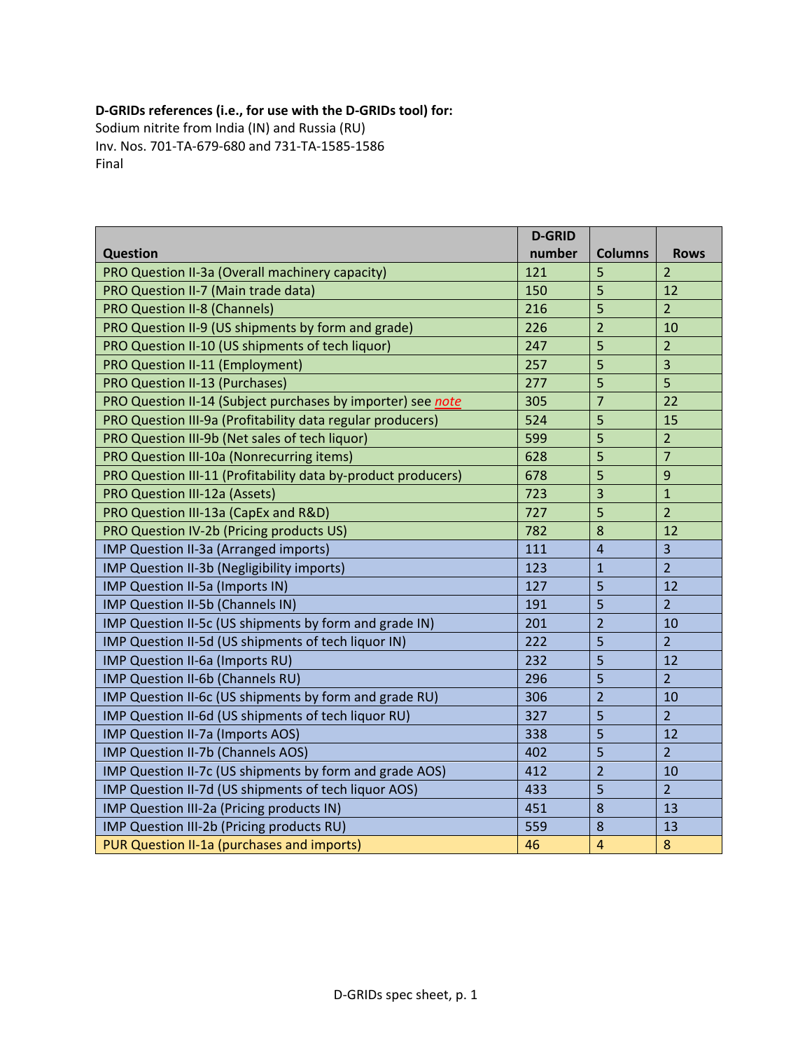**D-GRIDs references (i.e., for use with the D-GRIDs tool) for:**
Sodium nitrite from India (IN) and Russia (RU)
Inv. Nos. 701-TA-679-680 and 731-TA-1585-1586
Final

| Question | D-GRID number | Columns | Rows |
|---|---|---|---|
| PRO Question II-3a (Overall machinery capacity) | 121 | 5 | 2 |
| PRO Question II-7 (Main trade data) | 150 | 5 | 12 |
| PRO Question II-8 (Channels) | 216 | 5 | 2 |
| PRO Question II-9 (US shipments by form and grade) | 226 | 2 | 10 |
| PRO Question II-10 (US shipments of tech liquor) | 247 | 5 | 2 |
| PRO Question II-11 (Employment) | 257 | 5 | 3 |
| PRO Question II-13 (Purchases) | 277 | 5 | 5 |
| PRO Question II-14 (Subject purchases by importer) see *note* | 305 | 7 | 22 |
| PRO Question III-9a (Profitability data regular producers) | 524 | 5 | 15 |
| PRO Question III-9b (Net sales of tech liquor) | 599 | 5 | 2 |
| PRO Question III-10a (Nonrecurring items) | 628 | 5 | 7 |
| PRO Question III-11 (Profitability data by-product producers) | 678 | 5 | 9 |
| PRO Question III-12a (Assets) | 723 | 3 | 1 |
| PRO Question III-13a (CapEx and R&D) | 727 | 5 | 2 |
| PRO Question IV-2b (Pricing products US) | 782 | 8 | 12 |
| IMP Question II-3a (Arranged imports) | 111 | 4 | 3 |
| IMP Question II-3b (Negligibility imports) | 123 | 1 | 2 |
| IMP Question II-5a (Imports IN) | 127 | 5 | 12 |
| IMP Question II-5b (Channels IN) | 191 | 5 | 2 |
| IMP Question II-5c (US shipments by form and grade IN) | 201 | 2 | 10 |
| IMP Question II-5d (US shipments of tech liquor IN) | 222 | 5 | 2 |
| IMP Question II-6a (Imports RU) | 232 | 5 | 12 |
| IMP Question II-6b (Channels RU) | 296 | 5 | 2 |
| IMP Question II-6c (US shipments by form and grade RU) | 306 | 2 | 10 |
| IMP Question II-6d (US shipments of tech liquor RU) | 327 | 5 | 2 |
| IMP Question II-7a (Imports AOS) | 338 | 5 | 12 |
| IMP Question II-7b (Channels AOS) | 402 | 5 | 2 |
| IMP Question II-7c (US shipments by form and grade AOS) | 412 | 2 | 10 |
| IMP Question II-7d (US shipments of tech liquor AOS) | 433 | 5 | 2 |
| IMP Question III-2a (Pricing products IN) | 451 | 8 | 13 |
| IMP Question III-2b (Pricing products RU) | 559 | 8 | 13 |
| PUR Question II-1a (purchases and imports) | 46 | 4 | 8 |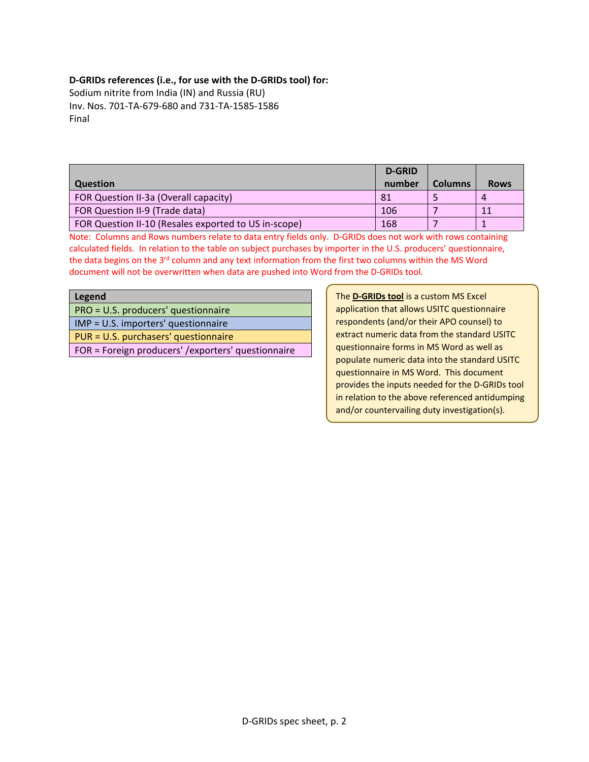**D-GRIDs references (i.e., for use with the D-GRIDs tool) for:**
Sodium nitrite from India (IN) and Russia (RU)
Inv. Nos. 701-TA-679-680 and 731-TA-1585-1586
Final

| Question | D-GRID number | Columns | Rows |
|---|---|---|---|
| FOR Question II-3a (Overall capacity) | 81 | 5 | 4 |
| FOR Question II-9 (Trade data) | 106 | 7 | 11 |
| FOR Question II-10 (Resales exported to US in-scope) | 168 | 7 | 1 |

Note: Columns and Rows numbers relate to data entry fields only. D-GRIDs does not work with rows containing calculated fields. In relation to the table on subject purchases by importer in the U.S. producers' questionnaire, the data begins on the 3rd column and any text information from the first two columns within the MS Word document will not be overwritten when data are pushed into Word from the D-GRIDs tool.

| Legend |
|---|
| PRO = U.S. producers' questionnaire |
| IMP = U.S. importers' questionnaire |
| PUR = U.S. purchasers' questionnaire |
| FOR = Foreign producers' /exporters' questionnaire |

The **D-GRIDs tool** is a custom MS Excel application that allows USITC questionnaire respondents (and/or their APO counsel) to extract numeric data from the standard USITC questionnaire forms in MS Word as well as populate numeric data into the standard USITC questionnaire in MS Word. This document provides the inputs needed for the D-GRIDs tool in relation to the above referenced antidumping and/or countervailing duty investigation(s).